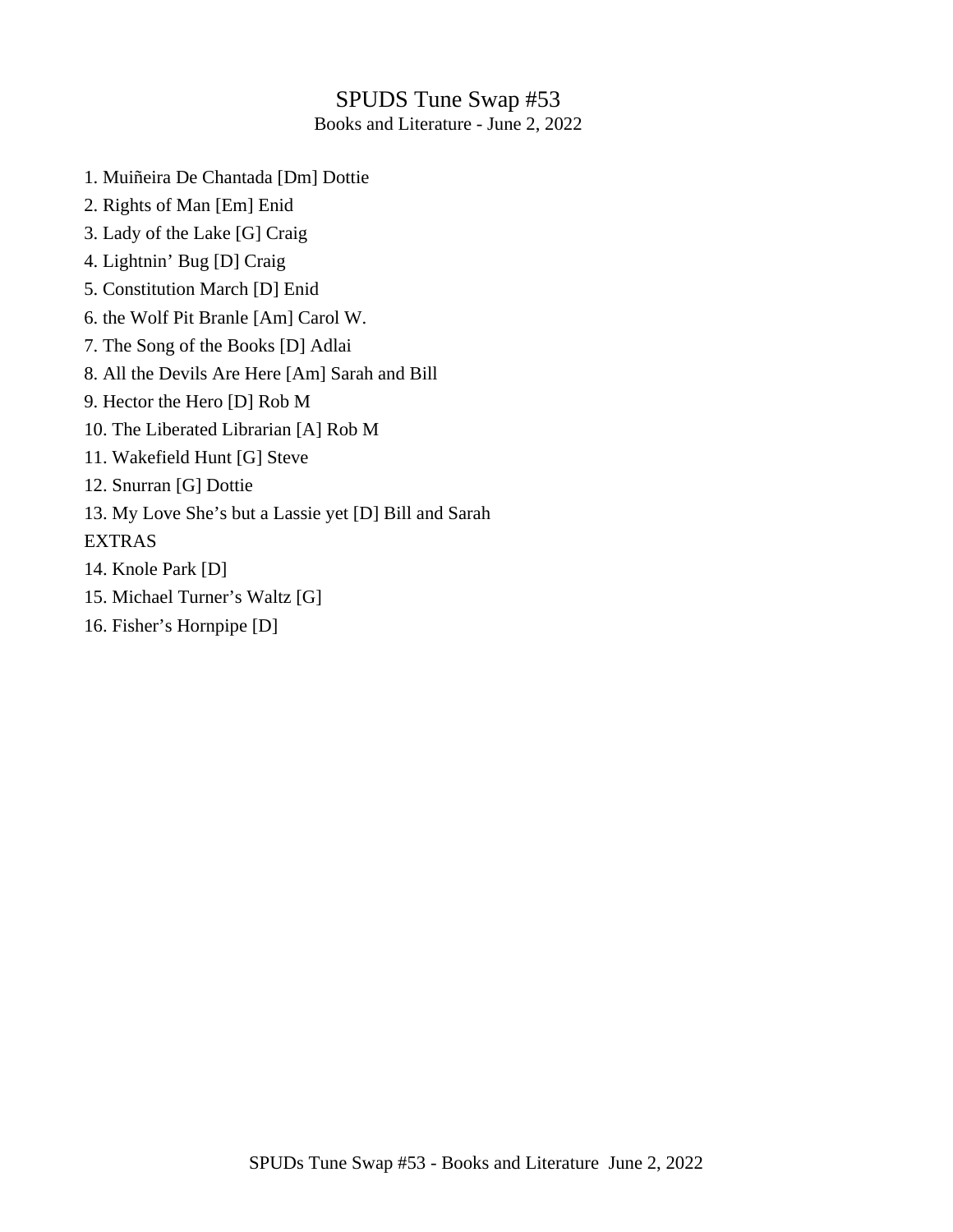# SPUDS Tune Swap #53

Books and Literature - June 2, 2022

1. Muiñeira De Chantada [Dm] Dottie
2. Rights of Man [Em] Enid
3. Lady of the Lake [G] Craig
4. Lightnin' Bug [D] Craig
5. Constitution March [D] Enid
6. the Wolf Pit Branle [Am] Carol W.
7. The Song of the Books [D] Adlai
8. All the Devils Are Here [Am] Sarah and Bill
9. Hector the Hero [D] Rob M
10. The Liberated Librarian [A] Rob M
11. Wakefield Hunt [G] Steve
12. Snurran [G] Dottie
13. My Love She's but a Lassie yet [D] Bill and Sarah

EXTRAS

14. Knole Park [D]
15. Michael Turner's Waltz [G]
16. Fisher's Hornpipe [D]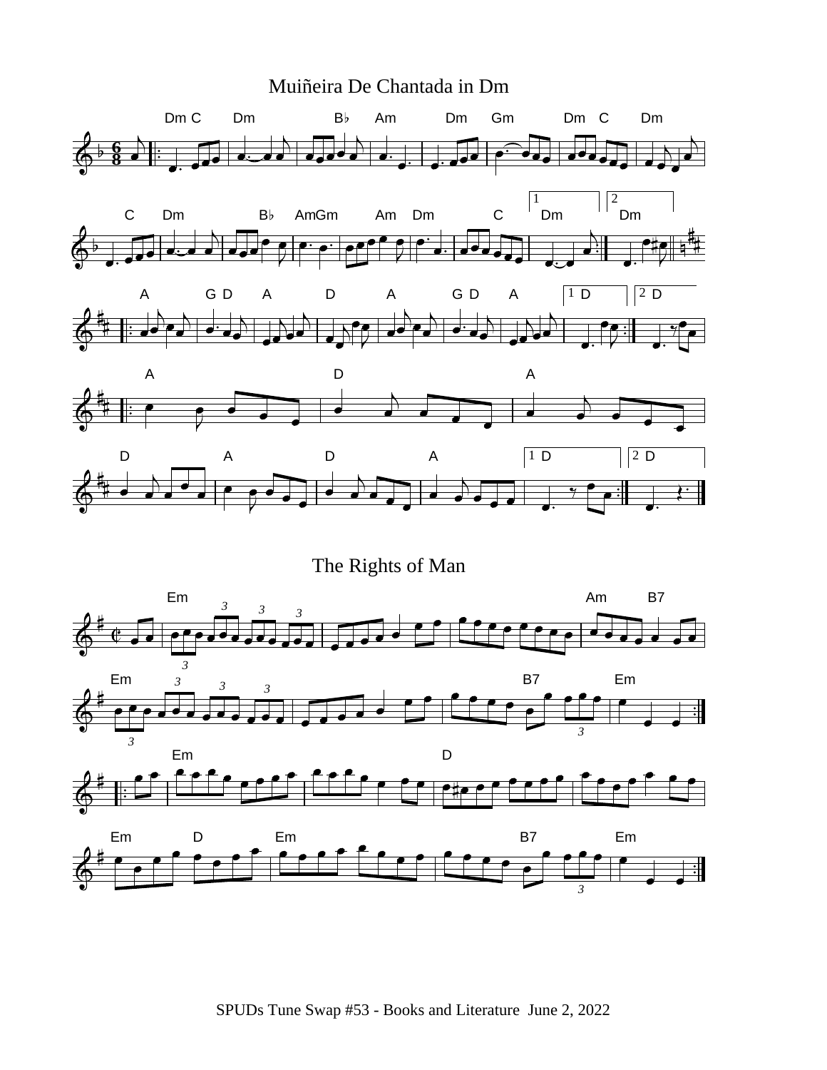# Muiñeira De Chantada in Dm

# The Rights of Man

SPUDs Tune Swap #53 - Books and Literature June 2, 2022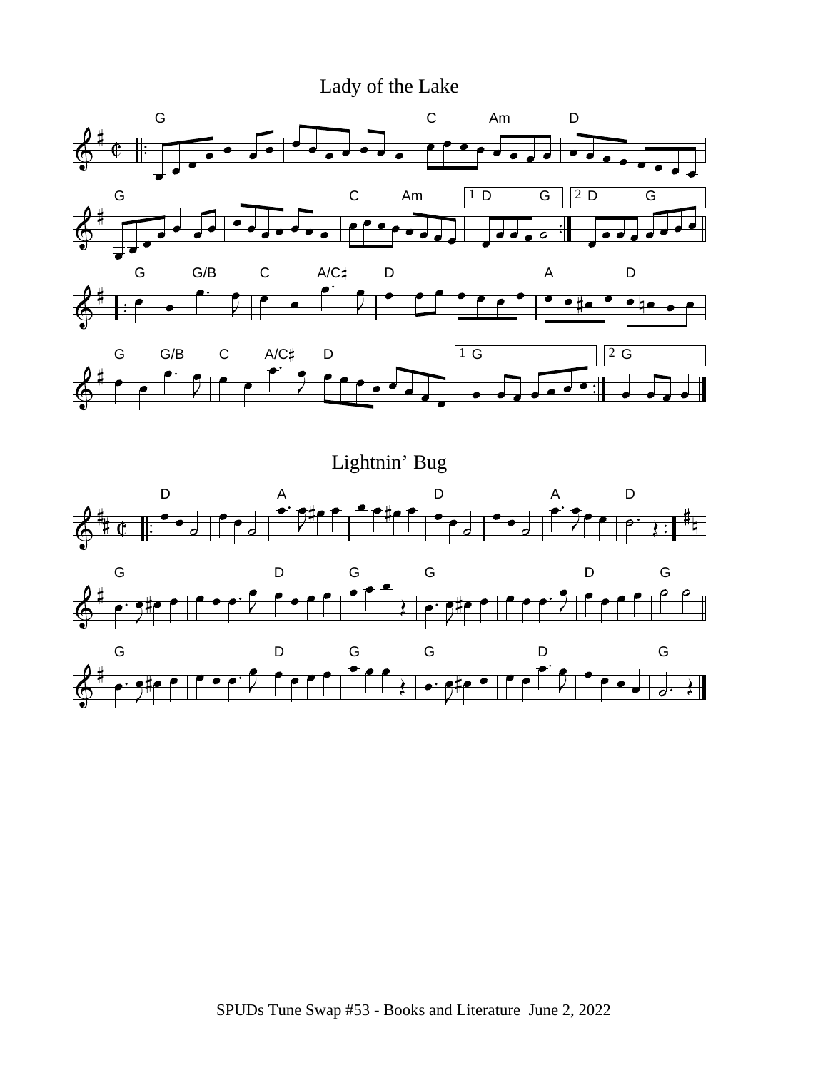# Lady of the Lake

# Lightnin' Bug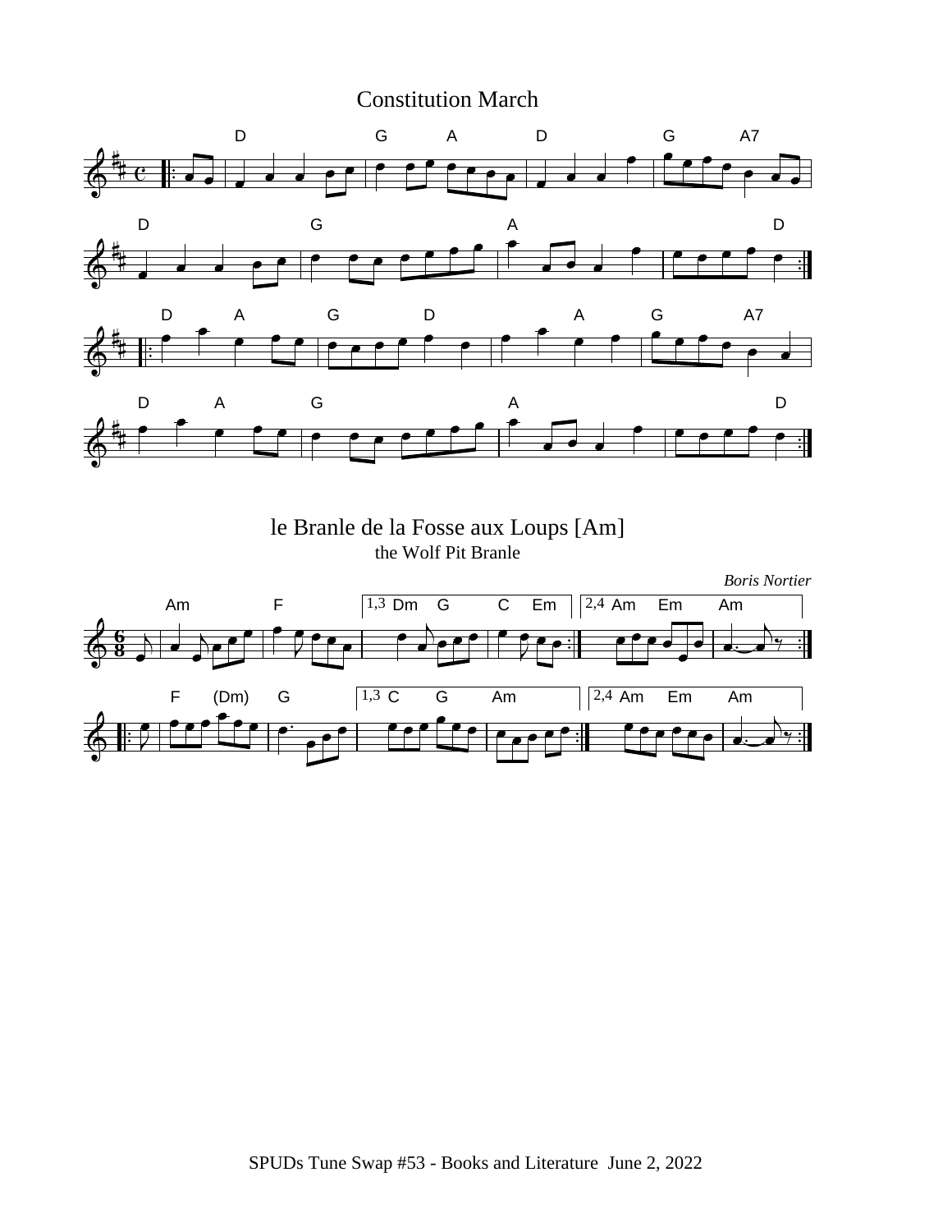# Constitution March

# le Branle de la Fosse aux Loups [Am]

the Wolf Pit Branle

*Boris Nortier*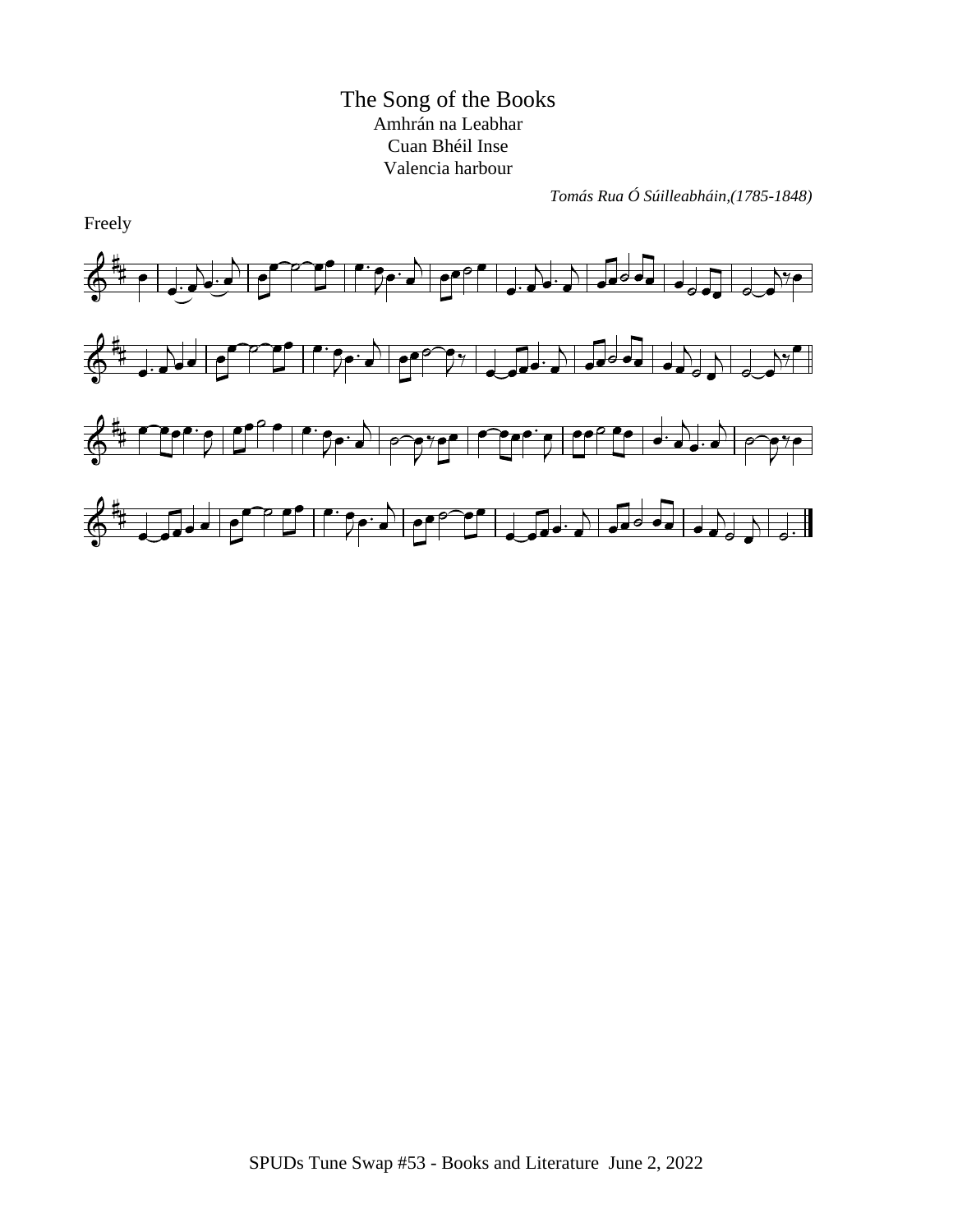# The Song of the Books

Amhrán na Leabhar
Cuan Bhéil Inse
Valencia harbour

*Tomás Rua Ó Súilleabháin,(1785-1848)*

Freely

SPUDs Tune Swap #53 - Books and Literature June 2, 2022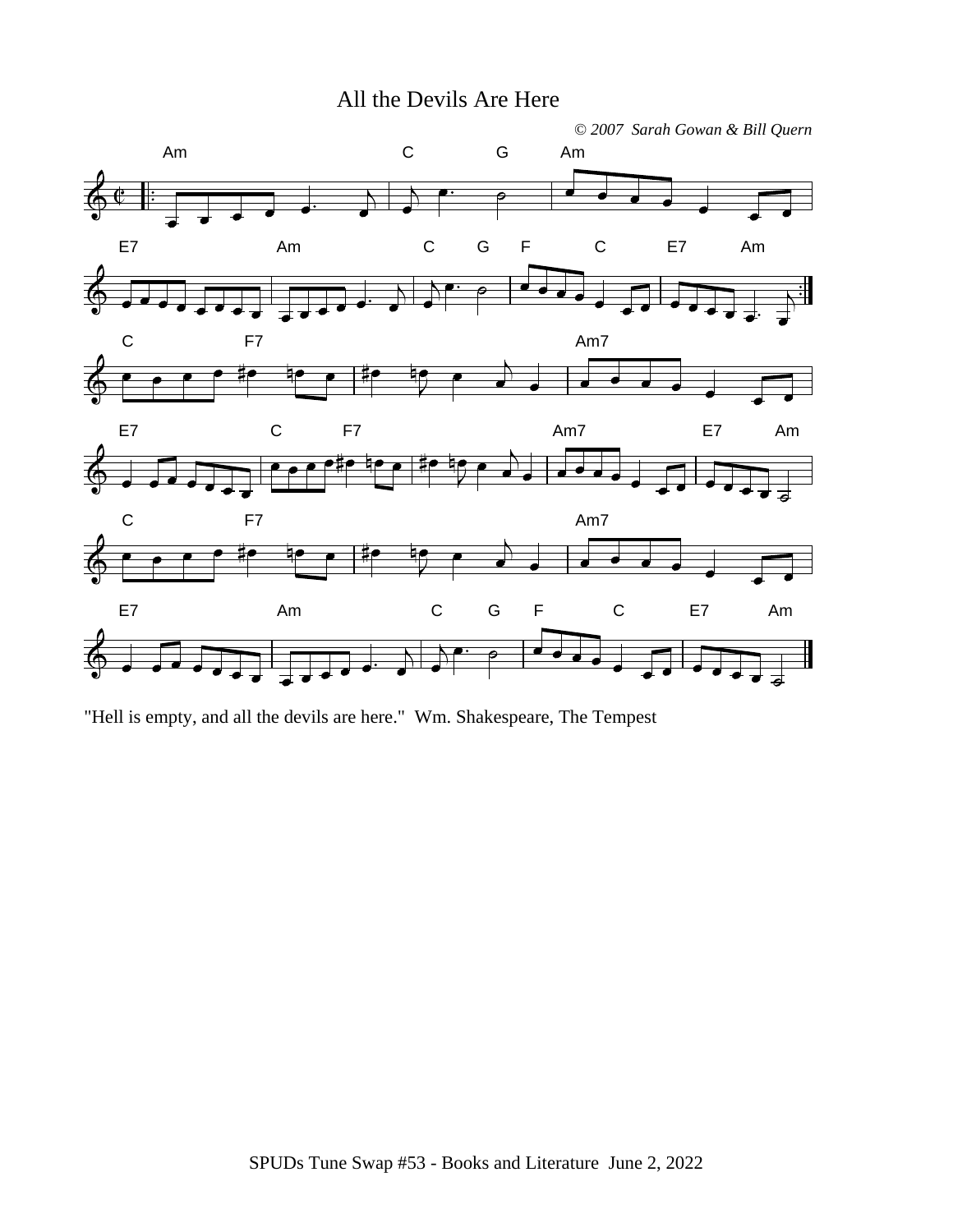# All the Devils Are Here

*© 2007 Sarah Gowan & Bill Quern*

"Hell is empty, and all the devils are here." Wm. Shakespeare, The Tempest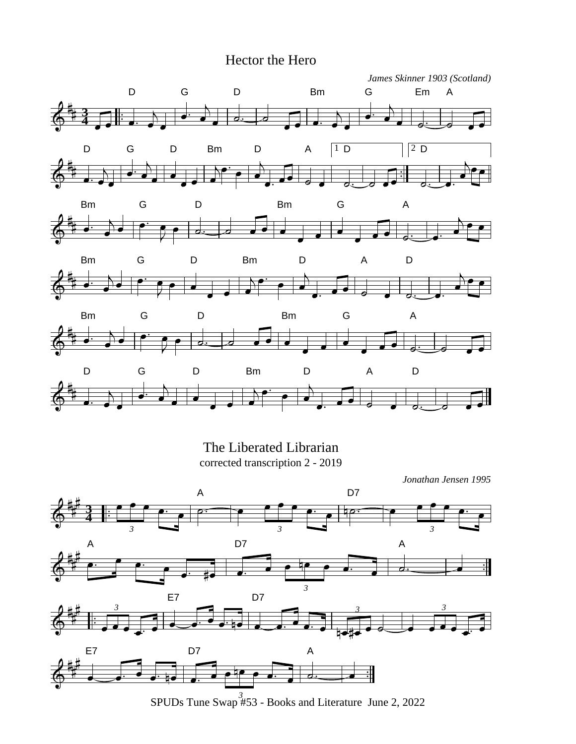# Hector the Hero

*James Skinner 1903 (Scotland)*

# The Liberated Librarian

corrected transcription 2 - 2019

*Jonathan Jensen 1995*

SPUDs Tune Swap #53 - Books and Literature June 2, 2022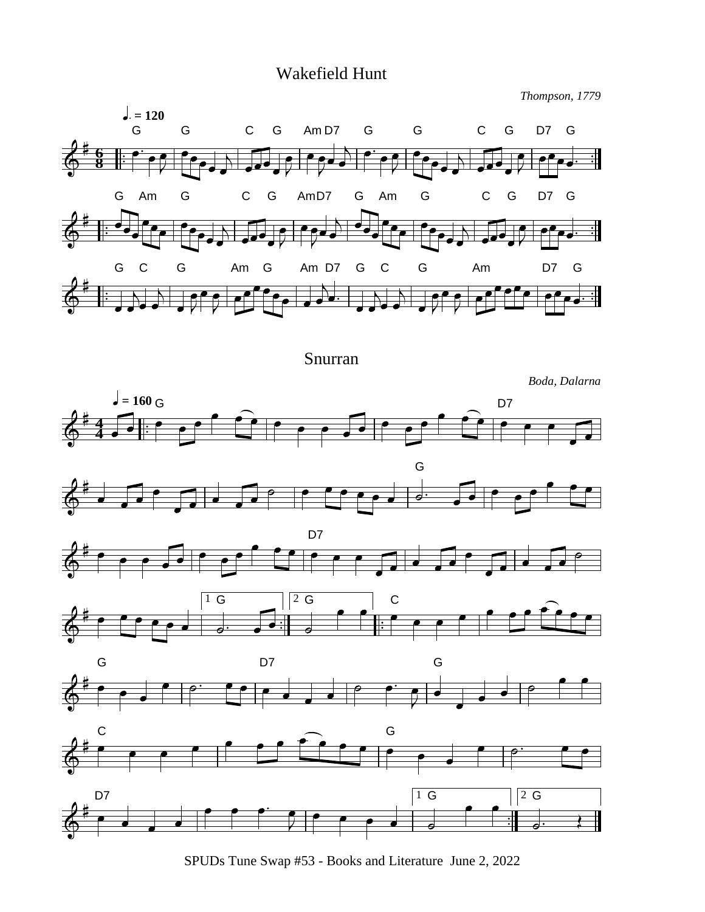# Wakefield Hunt

*Thompson, 1779*

# Snurran

*Boda, Dalarna*

SPUDs Tune Swap #53 - Books and Literature June 2, 2022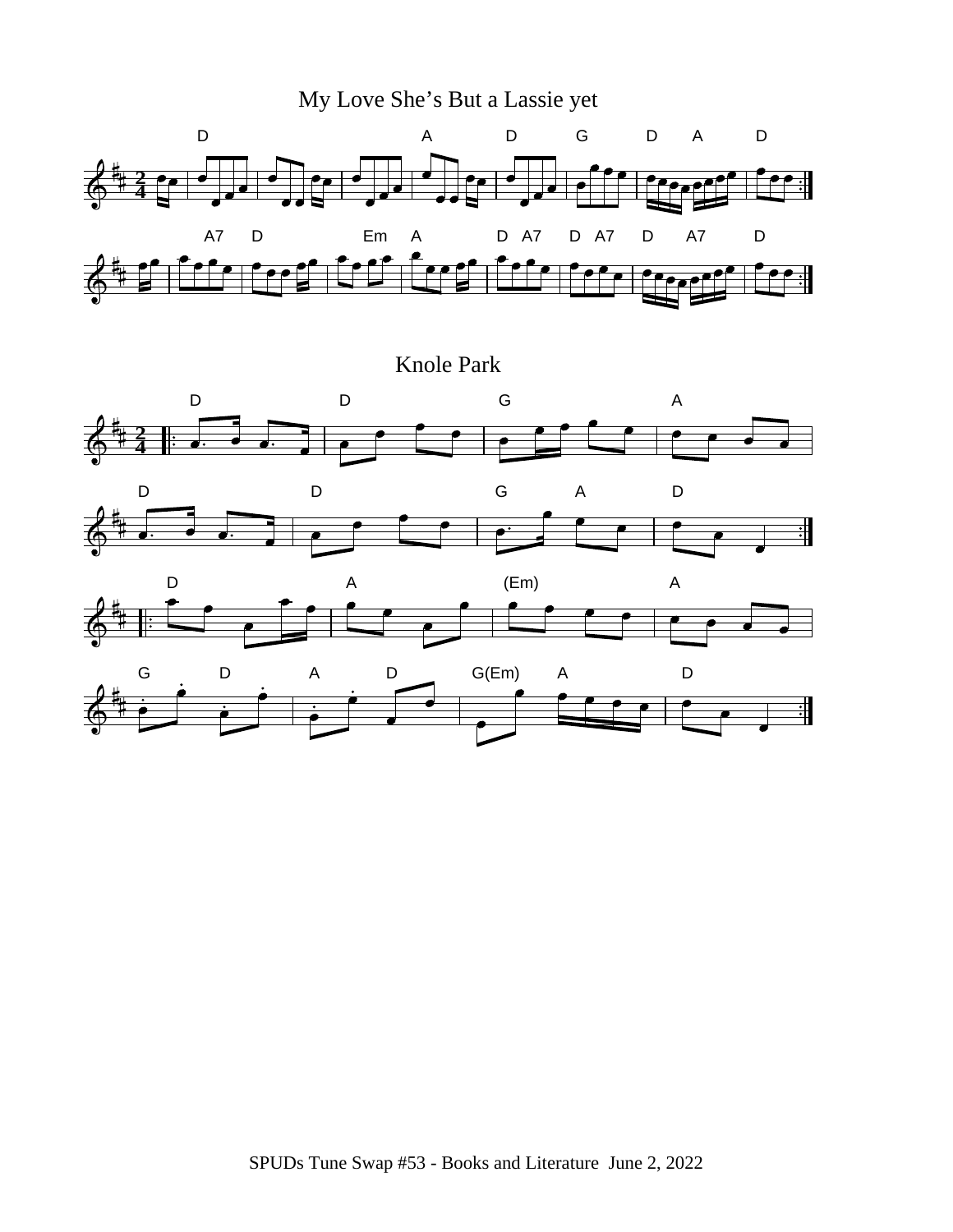## My Love She's But a Lassie yet

## Knole Park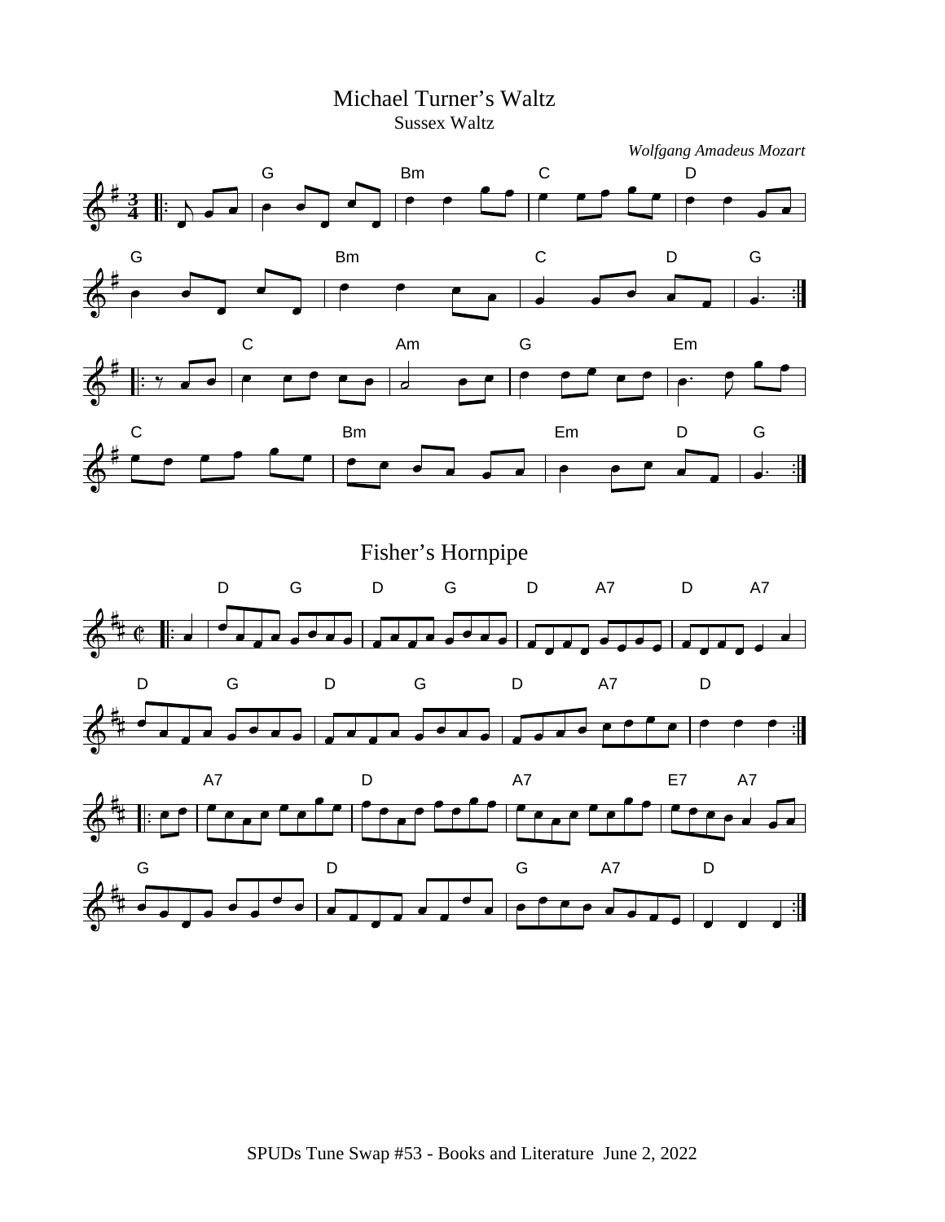# Michael Turner's Waltz

Sussex Waltz

*Wolfgang Amadeus Mozart*

# Fisher's Hornpipe

SPUDs Tune Swap #53 - Books and Literature June 2, 2022